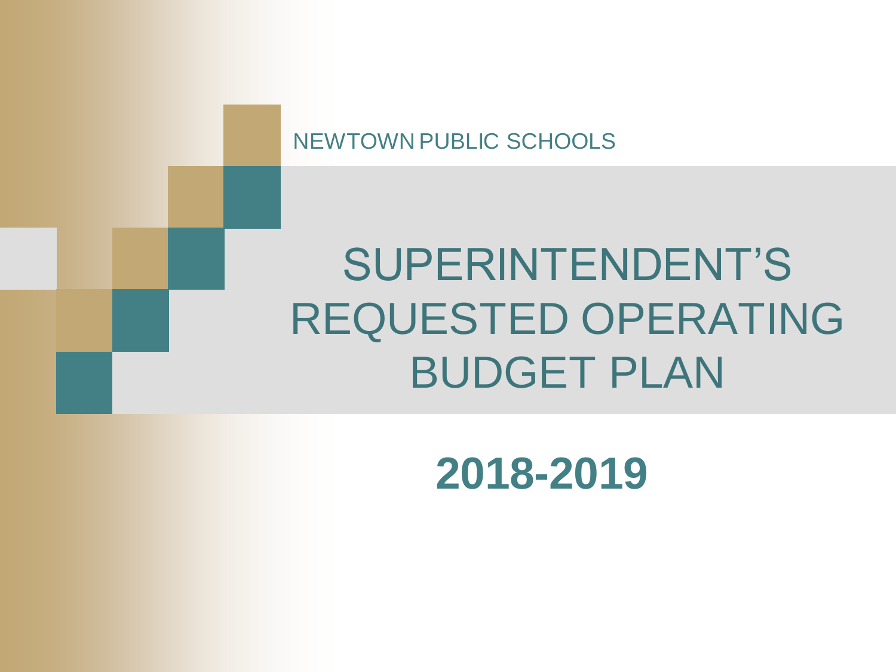NEWTOWN PUBLIC SCHOOLS

# SUPERINTENDENT'S REQUESTED OPERATING BUDGET PLAN

**2018-2019**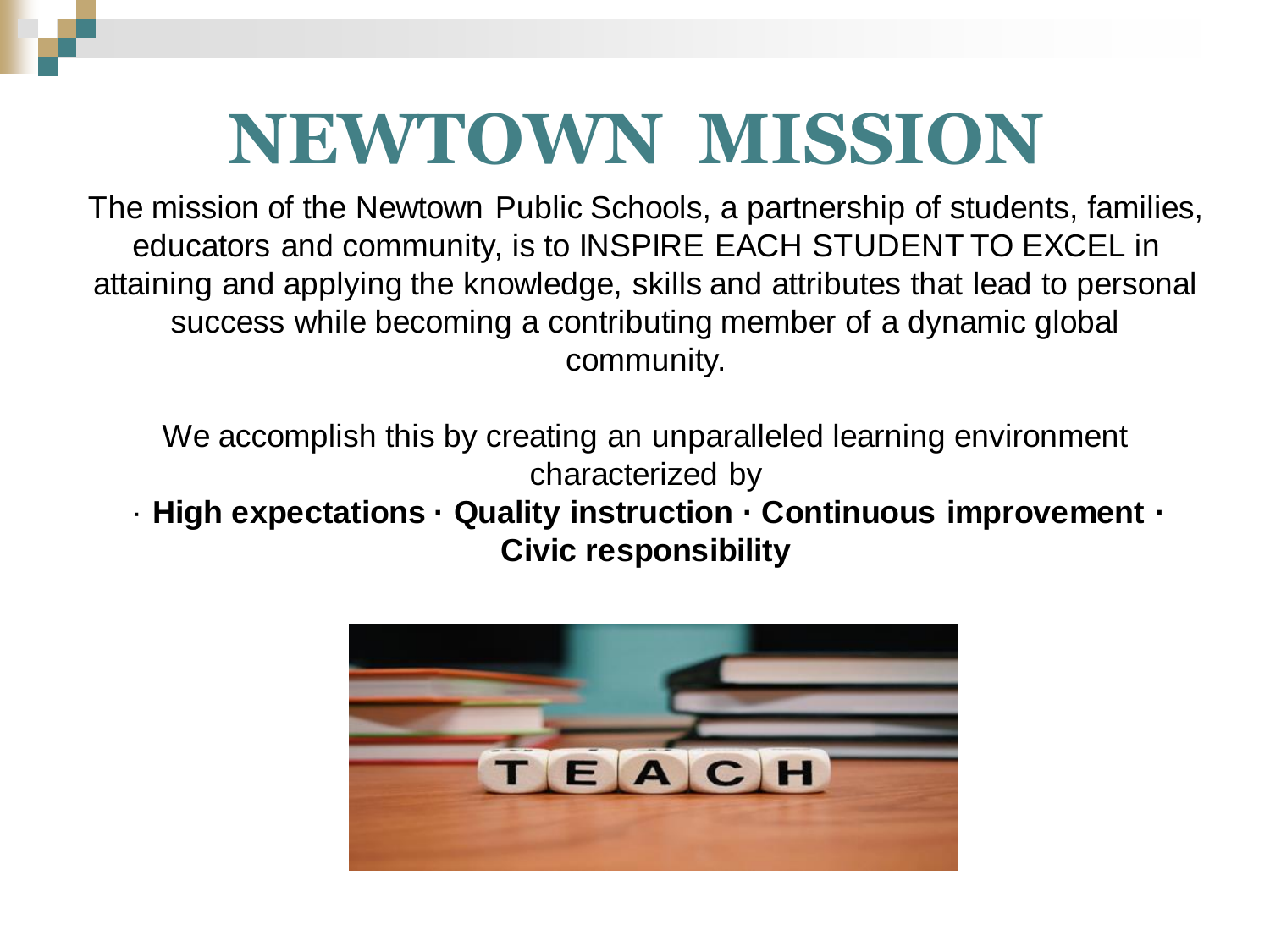# NEWTOWN MISSION

The mission of the Newtown Public Schools, a partnership of students, families, educators and community, is to INSPIRE EACH STUDENT TO EXCEL in attaining and applying the knowledge, skills and attributes that lead to personal success while becoming a contributing member of a dynamic global community.

We accomplish this by creating an unparalleled learning environment characterized by

· **High expectations · Quality instruction · Continuous improvement · Civic responsibility**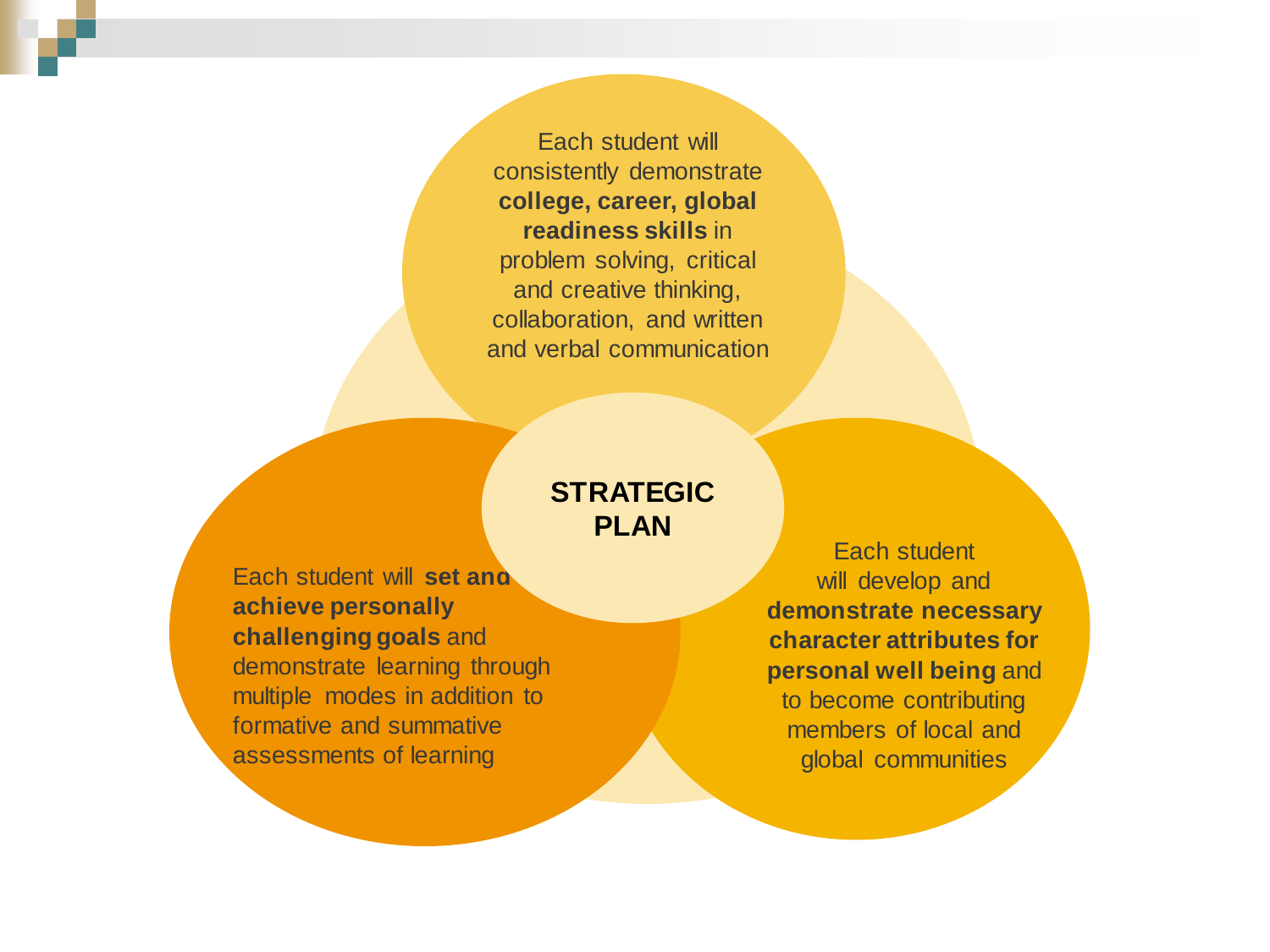# STRATEGIC PLAN

Each student will consistently demonstrate **college, career, global readiness skills** in problem solving, critical and creative thinking, collaboration, and written and verbal communication

Each student will **set and achieve personally challenging goals** and demonstrate learning through multiple modes in addition to formative and summative assessments of learning

Each student will develop and **demonstrate necessary character attributes for personal well being** and to become contributing members of local and global communities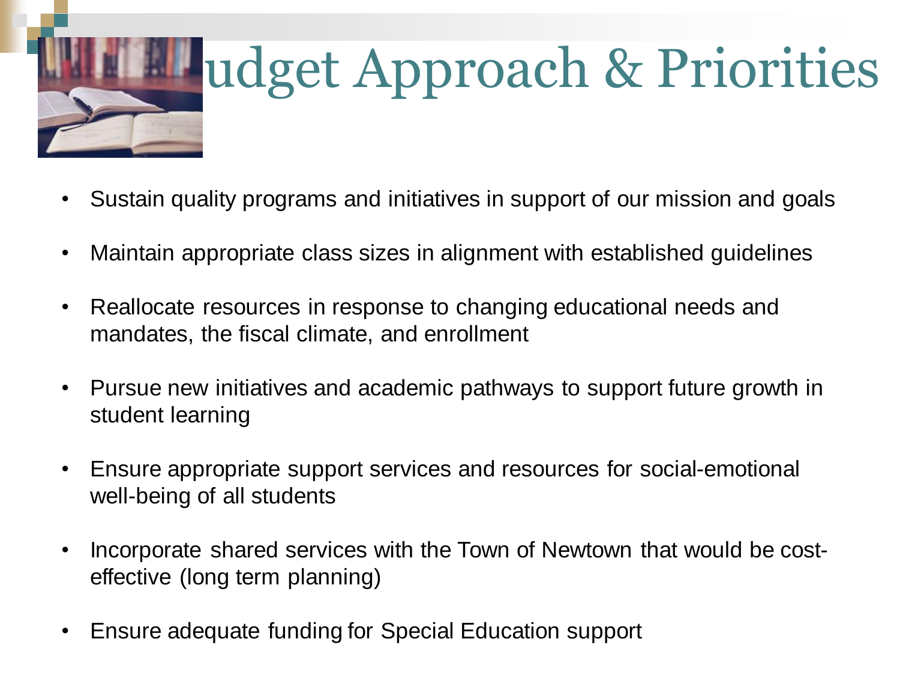# Budget Approach & Priorities

- Sustain quality programs and initiatives in support of our mission and goals
- Maintain appropriate class sizes in alignment with established guidelines
- Reallocate resources in response to changing educational needs and mandates, the fiscal climate, and enrollment
- Pursue new initiatives and academic pathways to support future growth in student learning
- Ensure appropriate support services and resources for social-emotional well-being of all students
- Incorporate shared services with the Town of Newtown that would be cost-effective (long term planning)
- Ensure adequate funding for Special Education support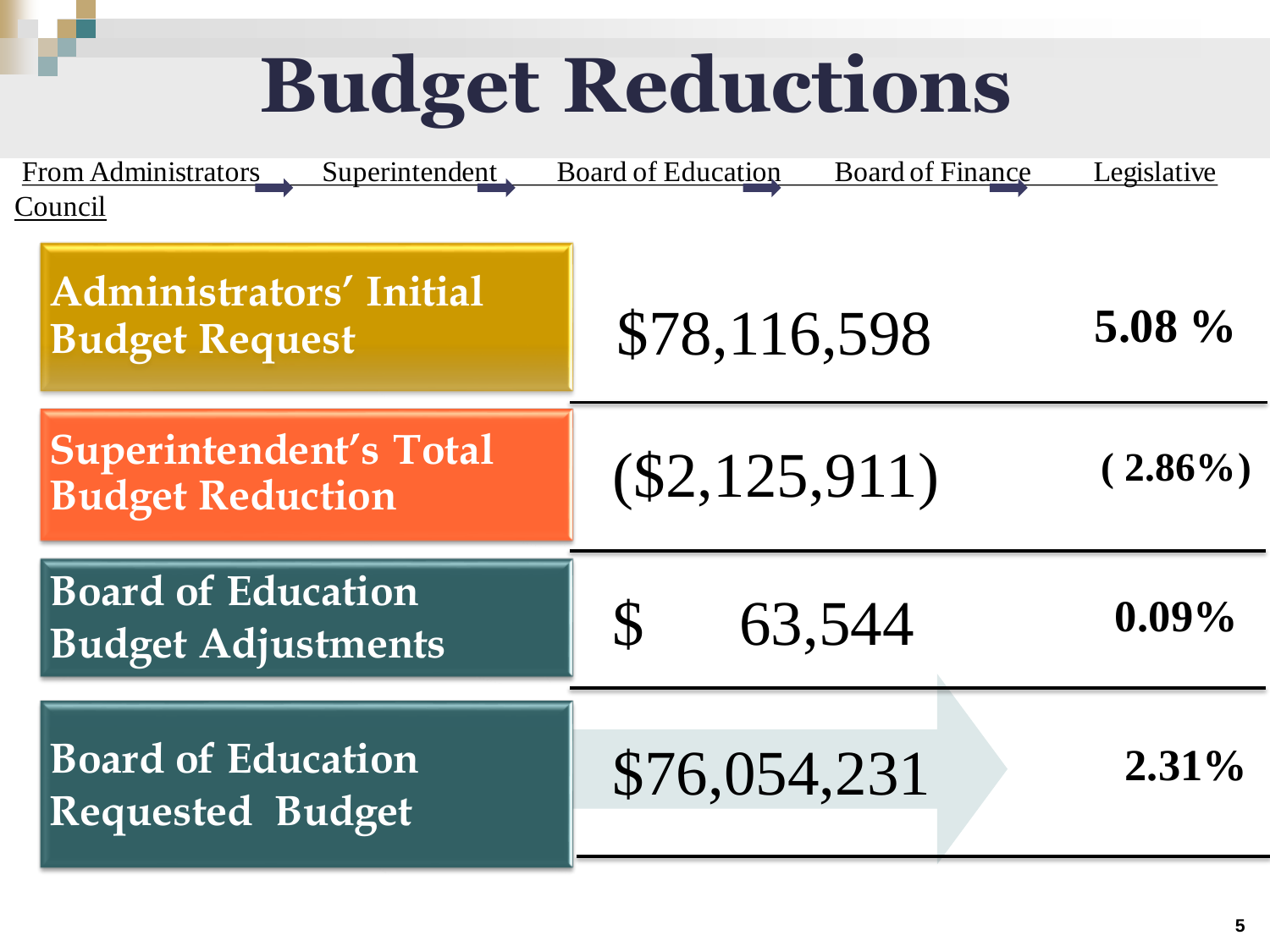# Budget Reductions

From Administrators Council → Superintendent → Board of Education → Board of Finance → Legislative

| | | |
|---|---|---|
| Administrators' Initial Budget Request | $78,116,598 | 5.08 % |
| Superintendent's Total Budget Reduction | ($2,125,911) | ( 2.86%) |
| Board of Education Budget Adjustments | $ 63,544 | 0.09% |
| Board of Education Requested Budget | $76,054,231 | 2.31% |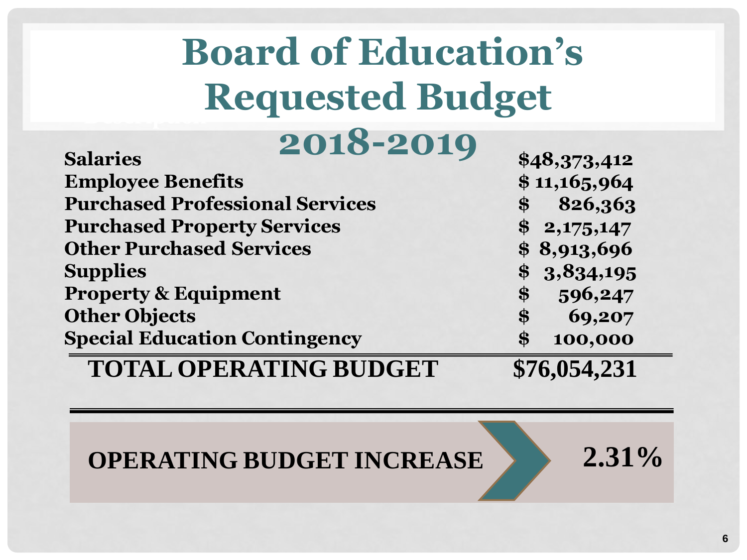# Board of Education's Requested Budget

## 2018-2019

| Category | Amount |
|---|---|
| **Salaries** | **$48,373,412** |
| **Employee Benefits** | **$ 11,165,964** |
| **Purchased Professional Services** | **$ 826,363** |
| **Purchased Property Services** | **$ 2,175,147** |
| **Other Purchased Services** | **$ 8,913,696** |
| **Supplies** | **$ 3,834,195** |
| **Property & Equipment** | **$ 596,247** |
| **Other Objects** | **$ 69,207** |
| **Special Education Contingency** | **$ 100,000** |
| **TOTAL OPERATING BUDGET** | **$76,054,231** |

**OPERATING BUDGET INCREASE** **2.31%**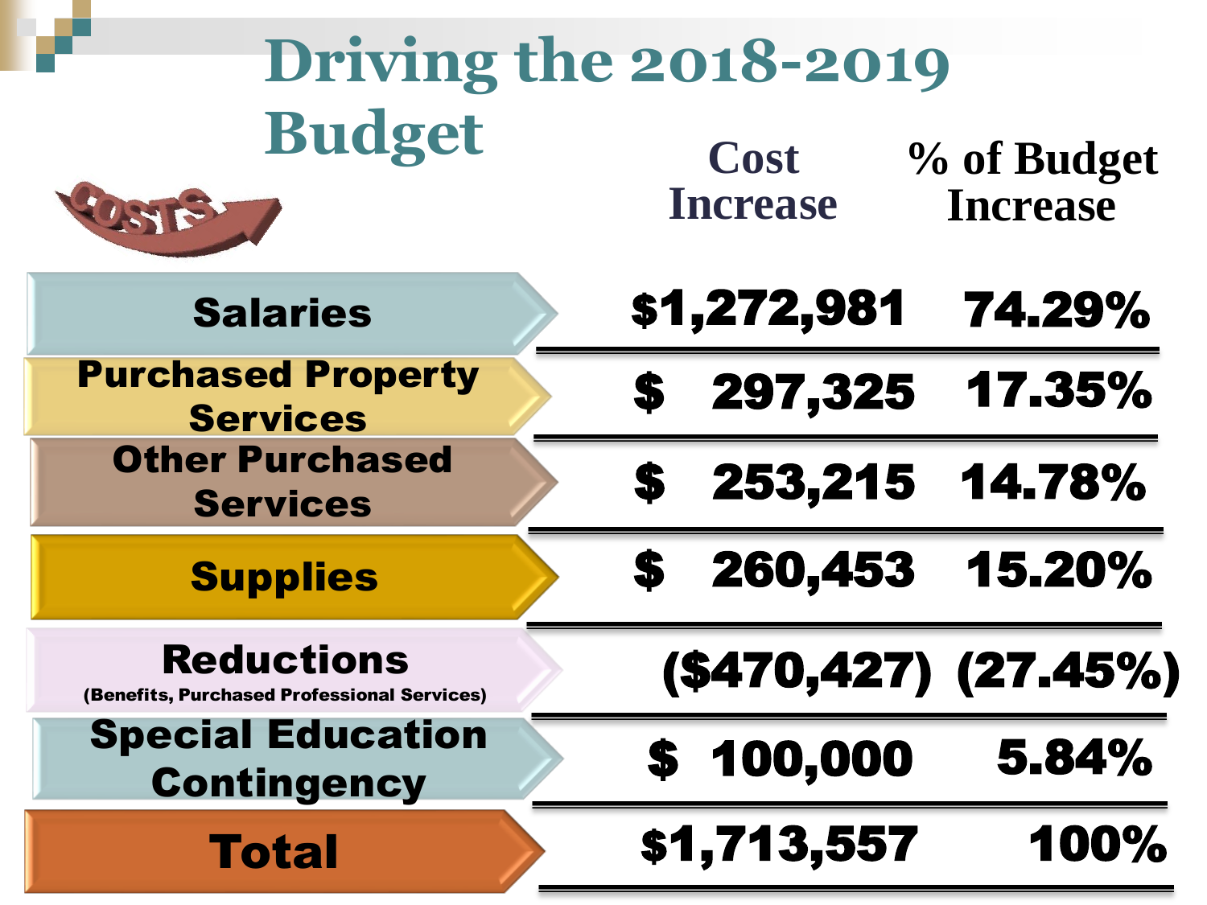# Driving the 2018-2019 Budget

COSTS

| | Cost Increase | % of Budget Increase |
|---|---|---|
| **Salaries** | $1,272,981 | 74.29% |
| **Purchased Property Services** | $ 297,325 | 17.35% |
| **Other Purchased Services** | $ 253,215 | 14.78% |
| **Supplies** | $ 260,453 | 15.20% |
| **Reductions** (Benefits, Purchased Professional Services) | ($470,427) | (27.45%) |
| **Special Education Contingency** | $ 100,000 | 5.84% |
| **Total** | $1,713,557 | 100% |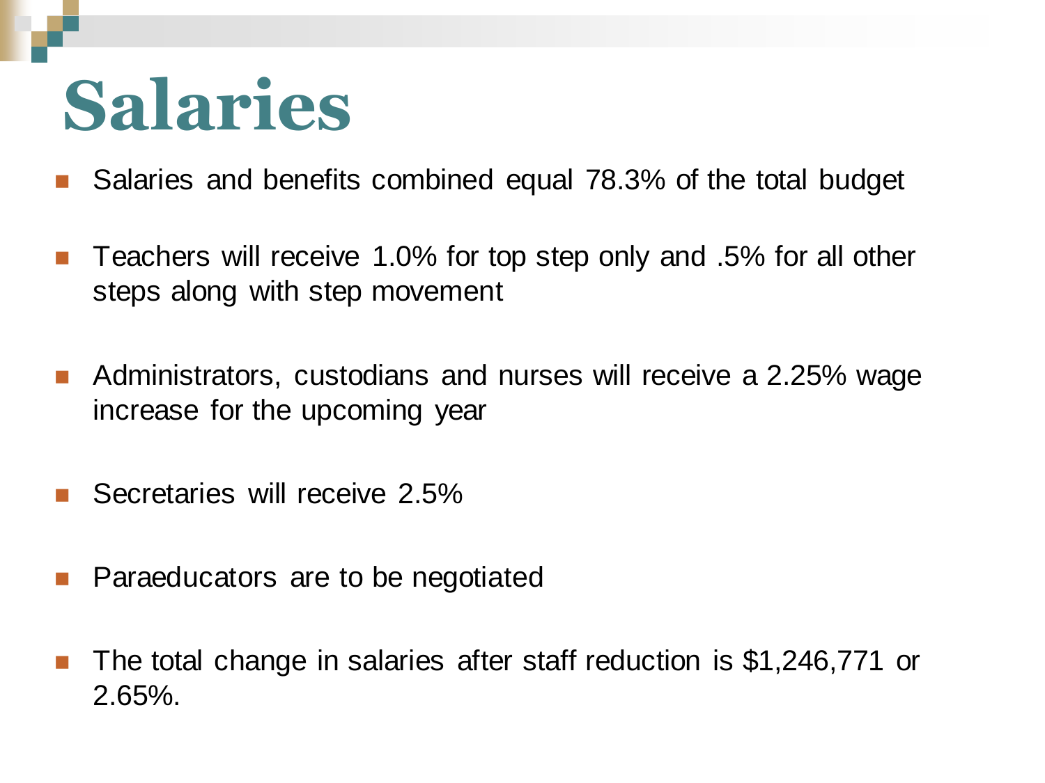# Salaries

- Salaries and benefits combined equal 78.3% of the total budget
- Teachers will receive 1.0% for top step only and .5% for all other steps along with step movement
- Administrators, custodians and nurses will receive a 2.25% wage increase for the upcoming year
- Secretaries will receive 2.5%
- Paraeducators are to be negotiated
- The total change in salaries after staff reduction is $1,246,771 or 2.65%.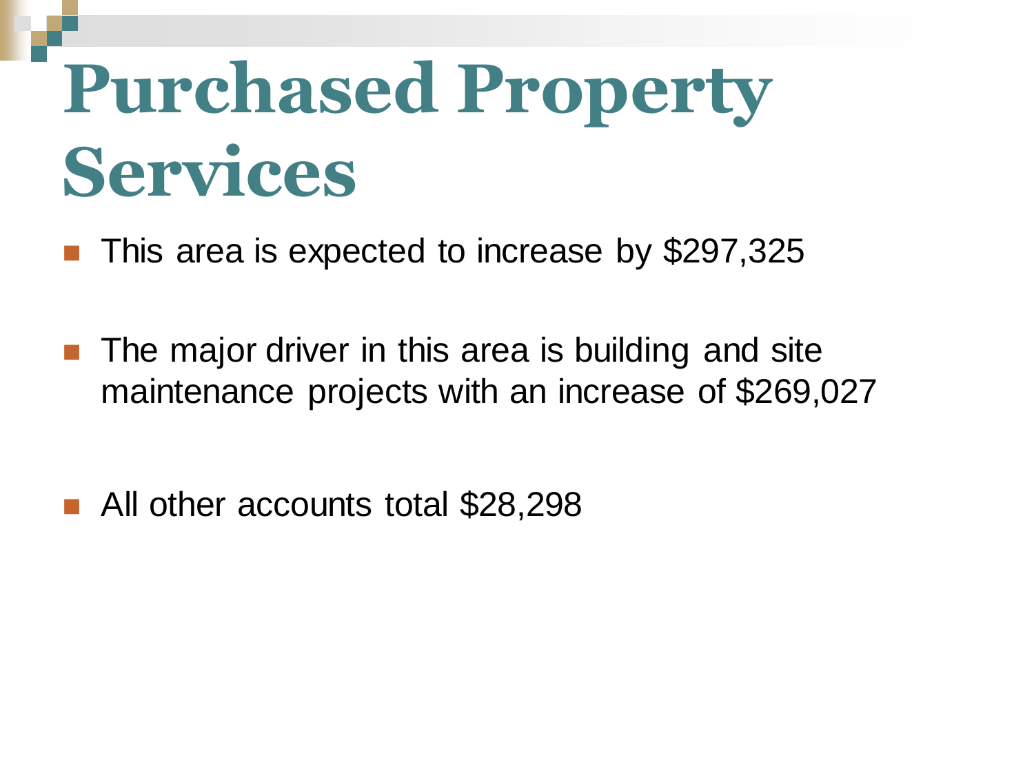# Purchased Property Services

- This area is expected to increase by $297,325
- The major driver in this area is building and site maintenance projects with an increase of $269,027
- All other accounts total $28,298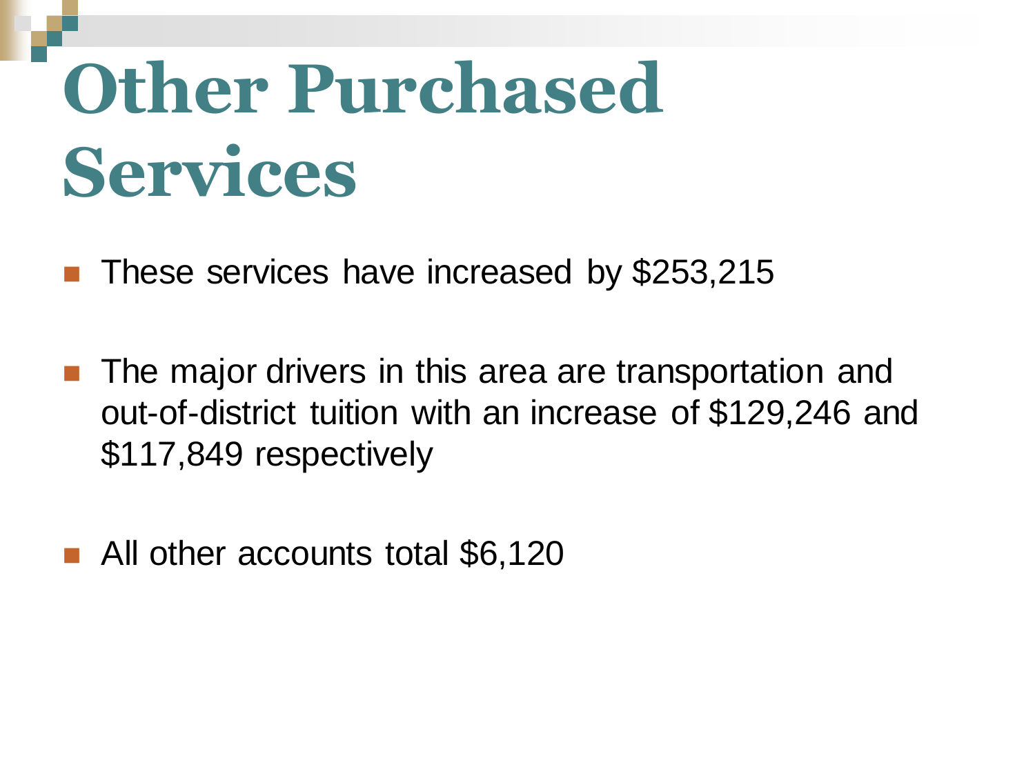# Other Purchased Services

- These services have increased by $253,215

- The major drivers in this area are transportation and out-of-district tuition with an increase of $129,246 and $117,849 respectively

- All other accounts total $6,120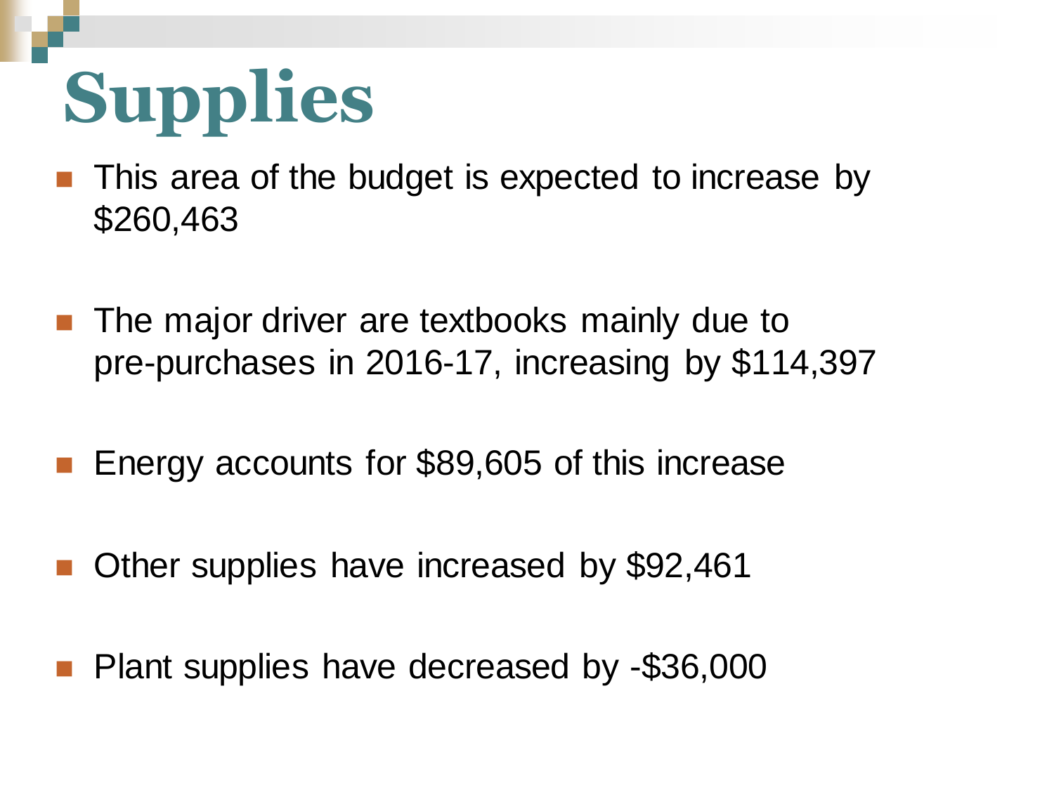# Supplies

- This area of the budget is expected to increase by $260,463
- The major driver are textbooks mainly due to pre-purchases in 2016-17, increasing by $114,397
- Energy accounts for $89,605 of this increase
- Other supplies have increased by $92,461
- Plant supplies have decreased by -$36,000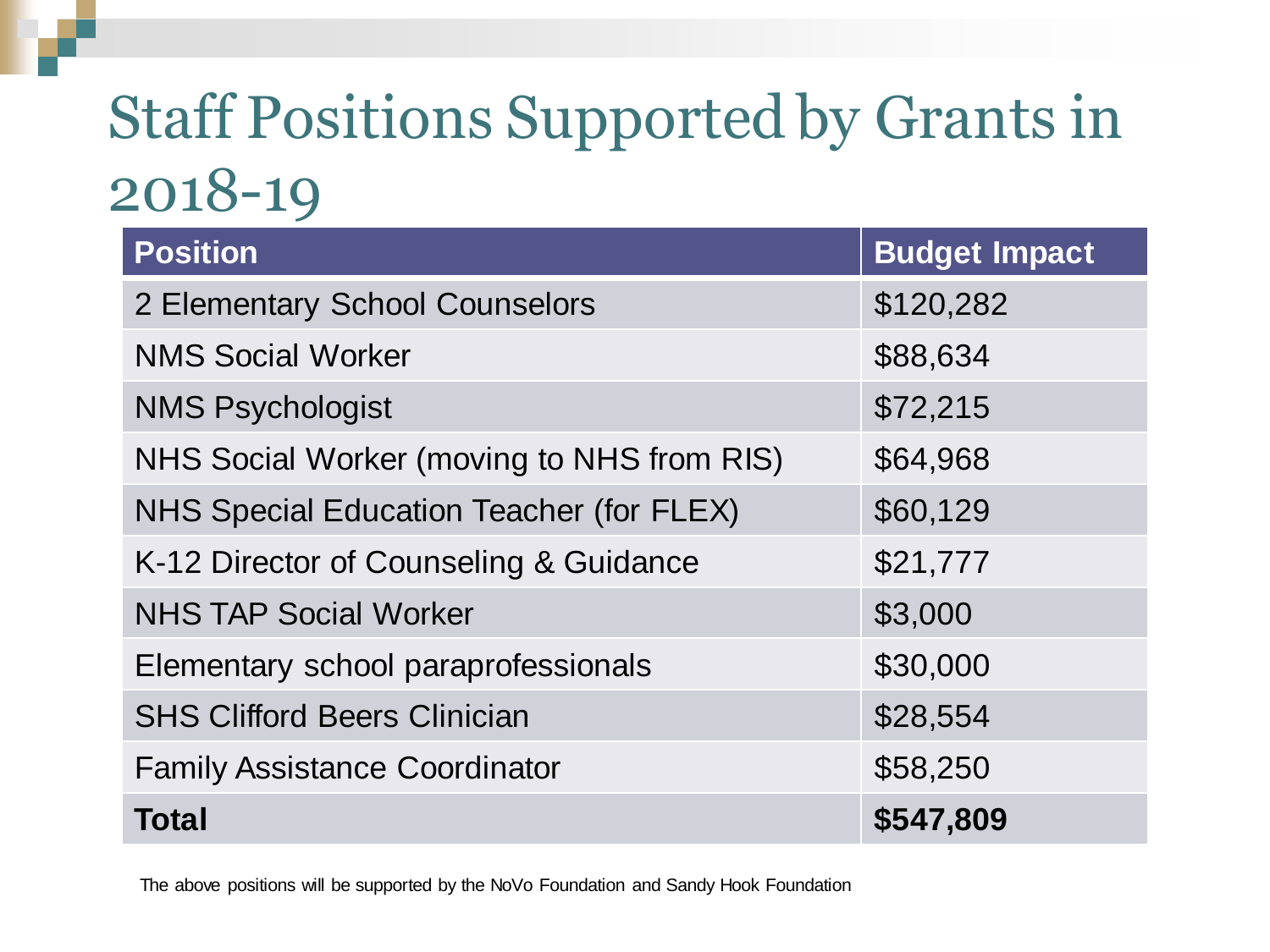# Staff Positions Supported by Grants in 2018-19

| Position | Budget Impact |
|---|---|
| 2 Elementary School Counselors | $120,282 |
| NMS Social Worker | $88,634 |
| NMS Psychologist | $72,215 |
| NHS Social Worker (moving to NHS from RIS) | $64,968 |
| NHS Special Education Teacher (for FLEX) | $60,129 |
| K-12 Director of Counseling & Guidance | $21,777 |
| NHS TAP Social Worker | $3,000 |
| Elementary school paraprofessionals | $30,000 |
| SHS Clifford Beers Clinician | $28,554 |
| Family Assistance Coordinator | $58,250 |
| **Total** | **$547,809** |

The above positions will be supported by the NoVo Foundation and Sandy Hook Foundation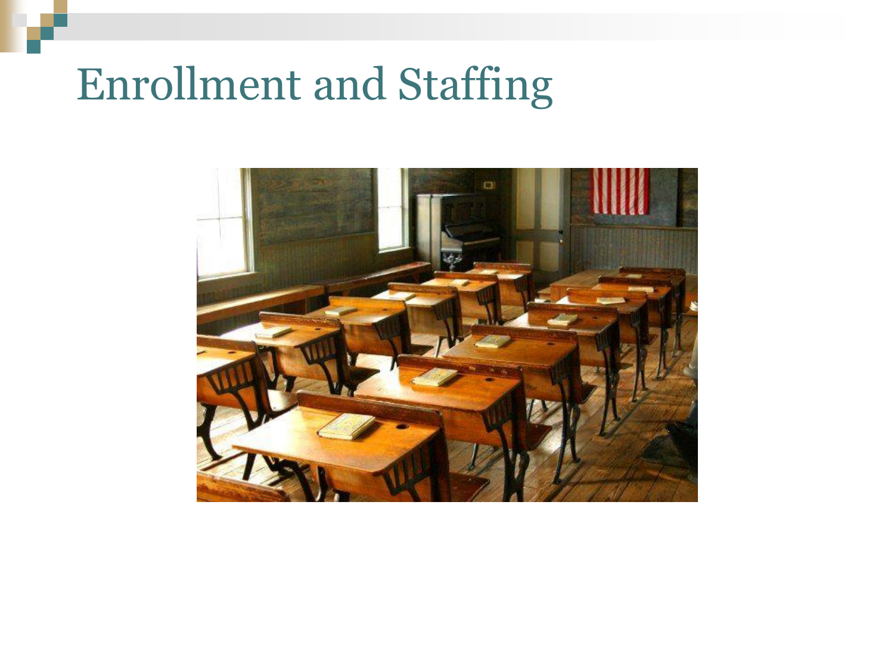# Enrollment and Staffing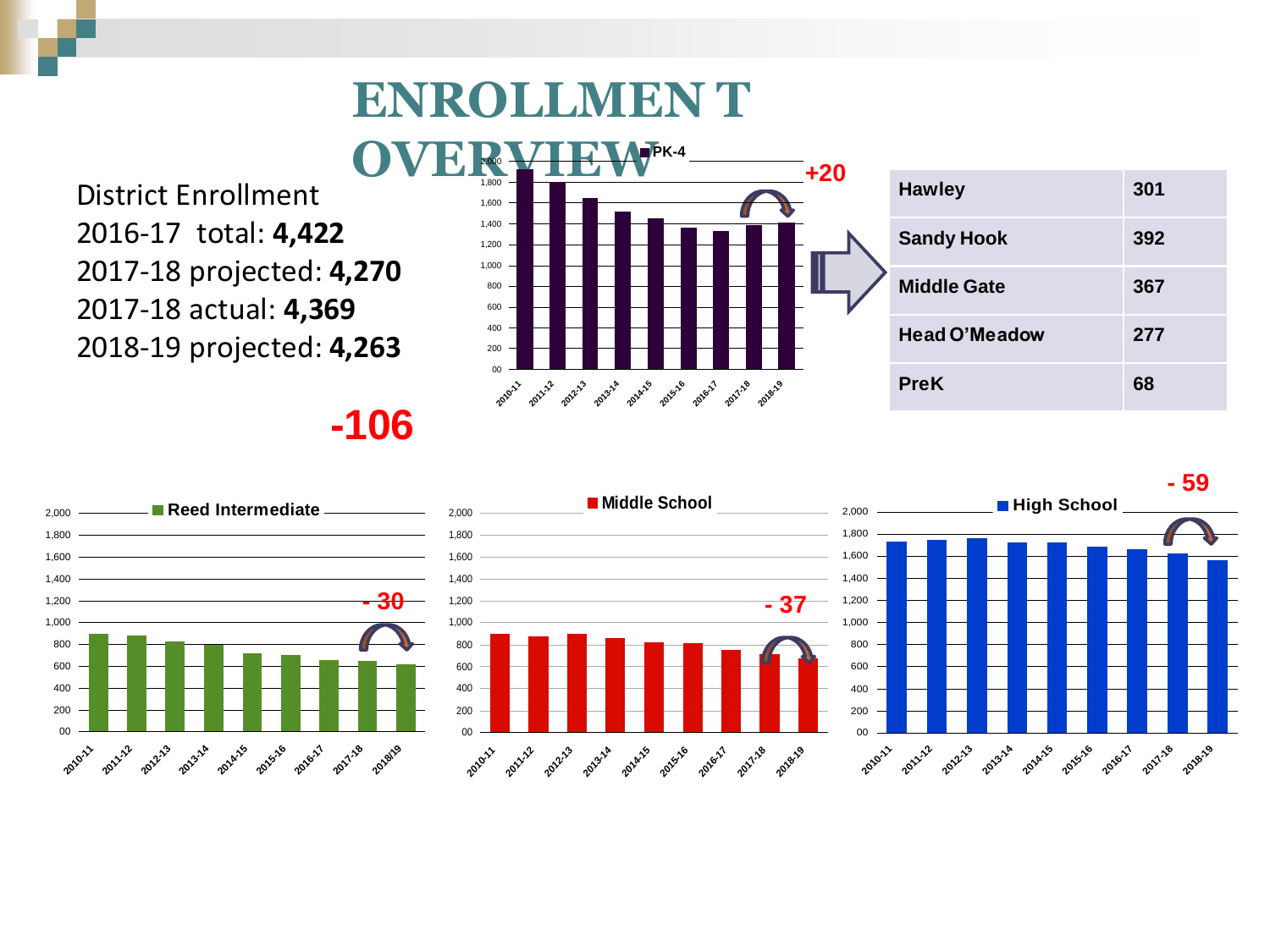# ENROLLMENT OVERVIEW

District Enrollment
2016-17 total: **4,422**
2017-18 projected: **4,270**
2017-18 actual: **4,369**
2018-19 projected: **4,263**

**-106**

**PK-4** (+20)

| Hawley | 301 |
|---|---|
| Sandy Hook | 392 |
| Middle Gate | 367 |
| Head O'Meadow | 277 |
| PreK | 68 |

**Reed Intermediate** (- 30)

**Middle School** (- 37)

**High School** (- 59)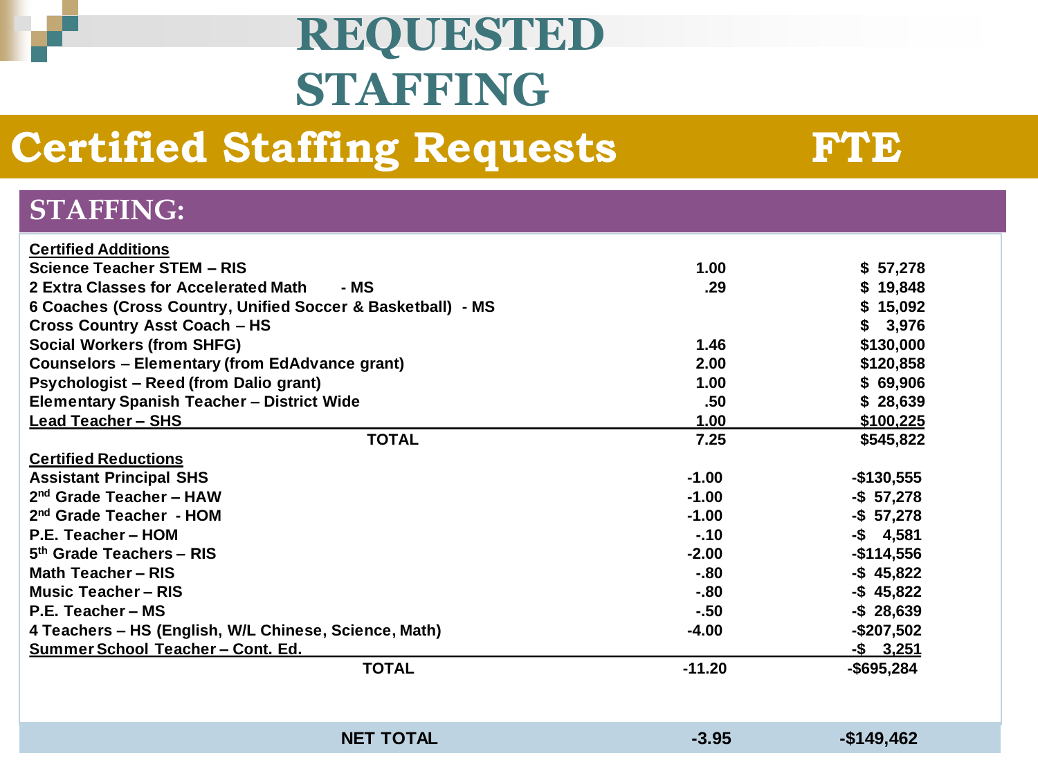# REQUESTED STAFFING

## Certified Staffing Requests — FTE

### STAFFING:

| | FTE | |
|---|---|---|
| **Certified Additions** | | |
| Science Teacher STEM – RIS | 1.00 | $ 57,278 |
| 2 Extra Classes for Accelerated Math - MS | .29 | $ 19,848 |
| 6 Coaches (Cross Country, Unified Soccer & Basketball) - MS | | $ 15,092 |
| Cross Country Asst Coach – HS | | $ 3,976 |
| Social Workers (from SHFG) | 1.46 | $130,000 |
| Counselors – Elementary (from EdAdvance grant) | 2.00 | $120,858 |
| Psychologist – Reed (from Dalio grant) | 1.00 | $ 69,906 |
| Elementary Spanish Teacher – District Wide | .50 | $ 28,639 |
| Lead Teacher – SHS | 1.00 | $100,225 |
| **TOTAL** | 7.25 | $545,822 |
| **Certified Reductions** | | |
| Assistant Principal SHS | -1.00 | -$130,555 |
| 2nd Grade Teacher – HAW | -1.00 | -$ 57,278 |
| 2nd Grade Teacher - HOM | -1.00 | -$ 57,278 |
| P.E. Teacher – HOM | -.10 | -$ 4,581 |
| 5th Grade Teachers – RIS | -2.00 | -$114,556 |
| Math Teacher – RIS | -.80 | -$ 45,822 |
| Music Teacher – RIS | -.80 | -$ 45,822 |
| P.E. Teacher – MS | -.50 | -$ 28,639 |
| 4 Teachers – HS (English, W/L Chinese, Science, Math) | -4.00 | -$207,502 |
| Summer School Teacher – Cont. Ed. | | -$ 3,251 |
| **TOTAL** | -11.20 | -$695,284 |
| **NET TOTAL** | -3.95 | -$149,462 |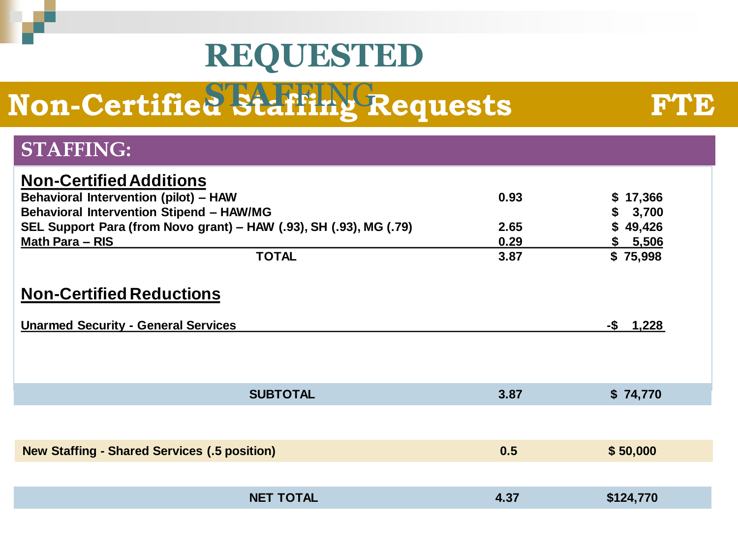# REQUESTED STAFFING

## Non-Certified Staffing Requests — FTE

### STAFFING:

| | FTE | |
|---|---|---|
| **Non-Certified Additions** | | |
| Behavioral Intervention (pilot) – HAW | 0.93 | $ 17,366 |
| Behavioral Intervention Stipend – HAW/MG | | $ 3,700 |
| SEL Support Para (from Novo grant) – HAW (.93), SH (.93), MG (.79) | 2.65 | $ 49,426 |
| Math Para – RIS | 0.29 | $ 5,506 |
| **TOTAL** | 3.87 | $ 75,998 |
| **Non-Certified Reductions** | | |
| Unarmed Security - General Services | | -$ 1,228 |
| **SUBTOTAL** | 3.87 | $ 74,770 |
| **New Staffing - Shared Services (.5 position)** | 0.5 | $ 50,000 |
| **NET TOTAL** | 4.37 | $124,770 |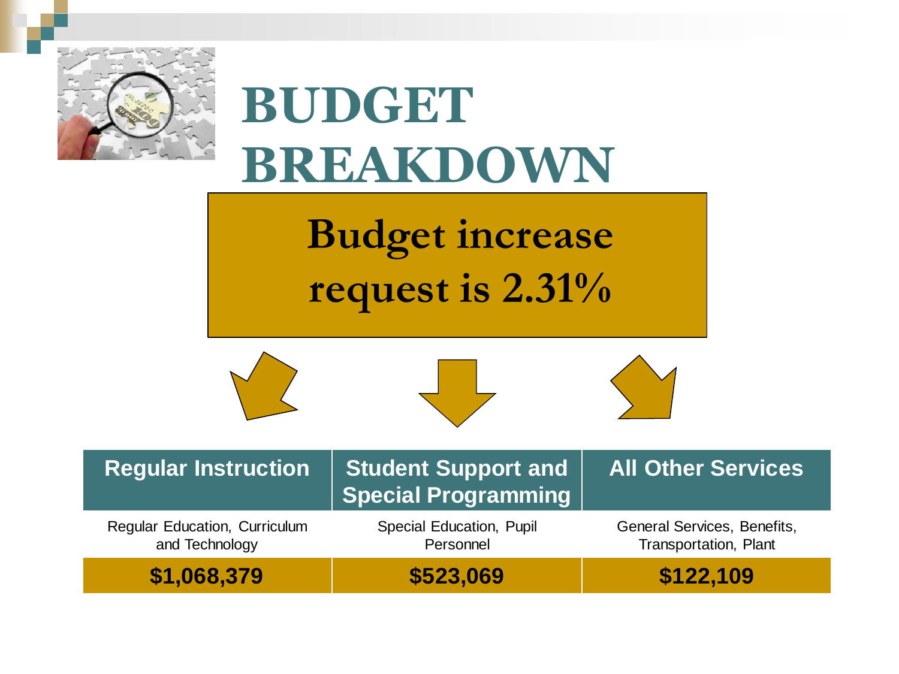# BUDGET BREAKDOWN

**Budget increase request is 2.31%**

| Regular Instruction | Student Support and Special Programming | All Other Services |
|---|---|---|
| Regular Education, Curriculum and Technology | Special Education, Pupil Personnel | General Services, Benefits, Transportation, Plant |
| **$1,068,379** | **$523,069** | **$122,109** |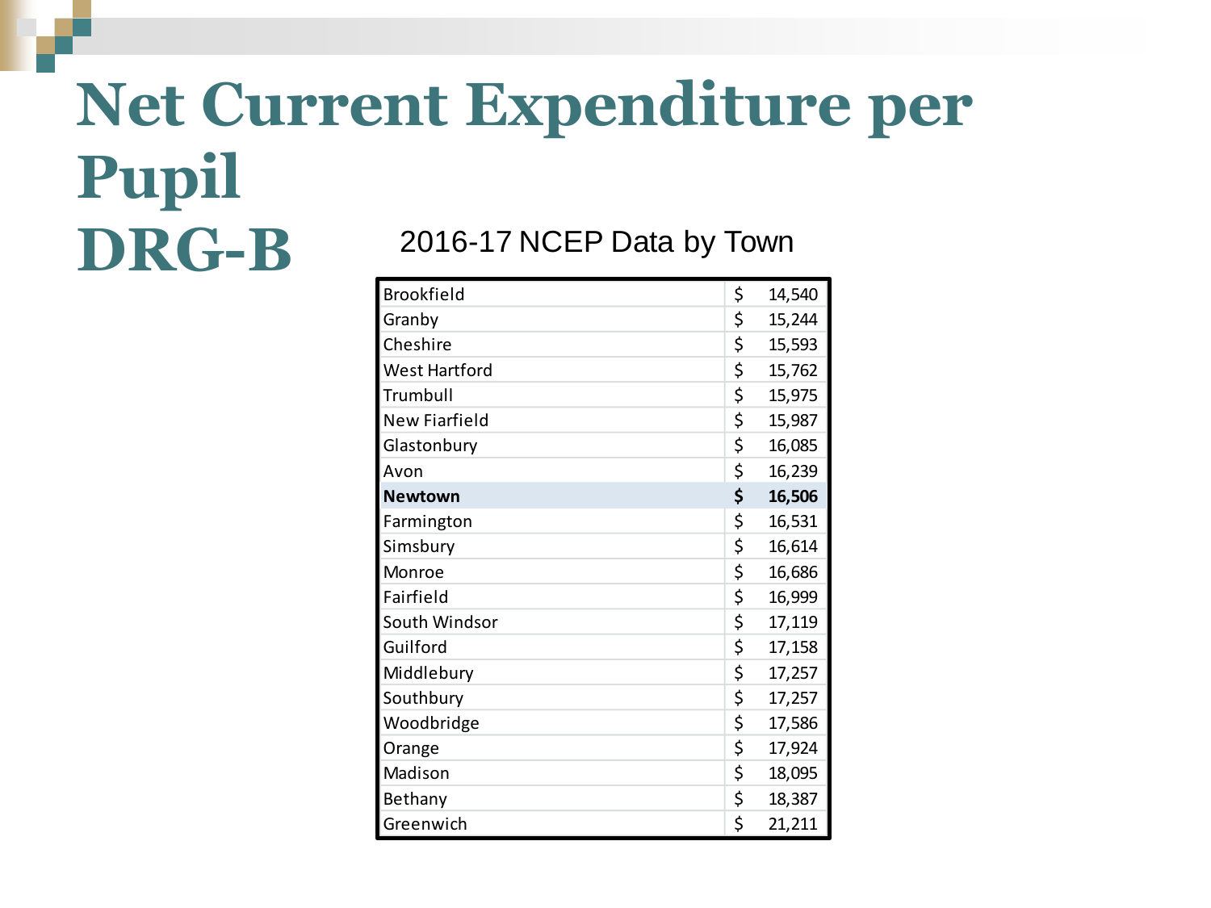# Net Current Expenditure per Pupil DRG-B

2016-17 NCEP Data by Town

| Town | NCEP |
|---|---|
| Brookfield | $ 14,540 |
| Granby | $ 15,244 |
| Cheshire | $ 15,593 |
| West Hartford | $ 15,762 |
| Trumbull | $ 15,975 |
| New Fiarfield | $ 15,987 |
| Glastonbury | $ 16,085 |
| Avon | $ 16,239 |
| **Newtown** | **$ 16,506** |
| Farmington | $ 16,531 |
| Simsbury | $ 16,614 |
| Monroe | $ 16,686 |
| Fairfield | $ 16,999 |
| South Windsor | $ 17,119 |
| Guilford | $ 17,158 |
| Middlebury | $ 17,257 |
| Southbury | $ 17,257 |
| Woodbridge | $ 17,586 |
| Orange | $ 17,924 |
| Madison | $ 18,095 |
| Bethany | $ 18,387 |
| Greenwich | $ 21,211 |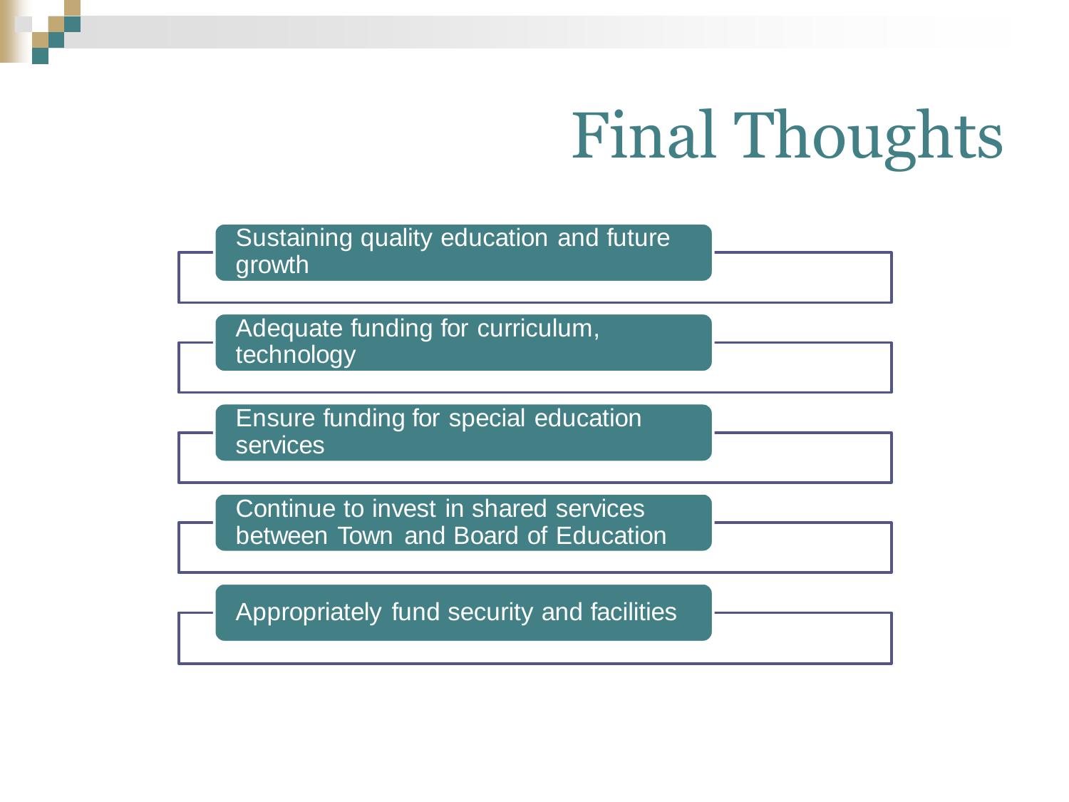# Final Thoughts

- Sustaining quality education and future growth
- Adequate funding for curriculum, technology
- Ensure funding for special education services
- Continue to invest in shared services between Town and Board of Education
- Appropriately fund security and facilities